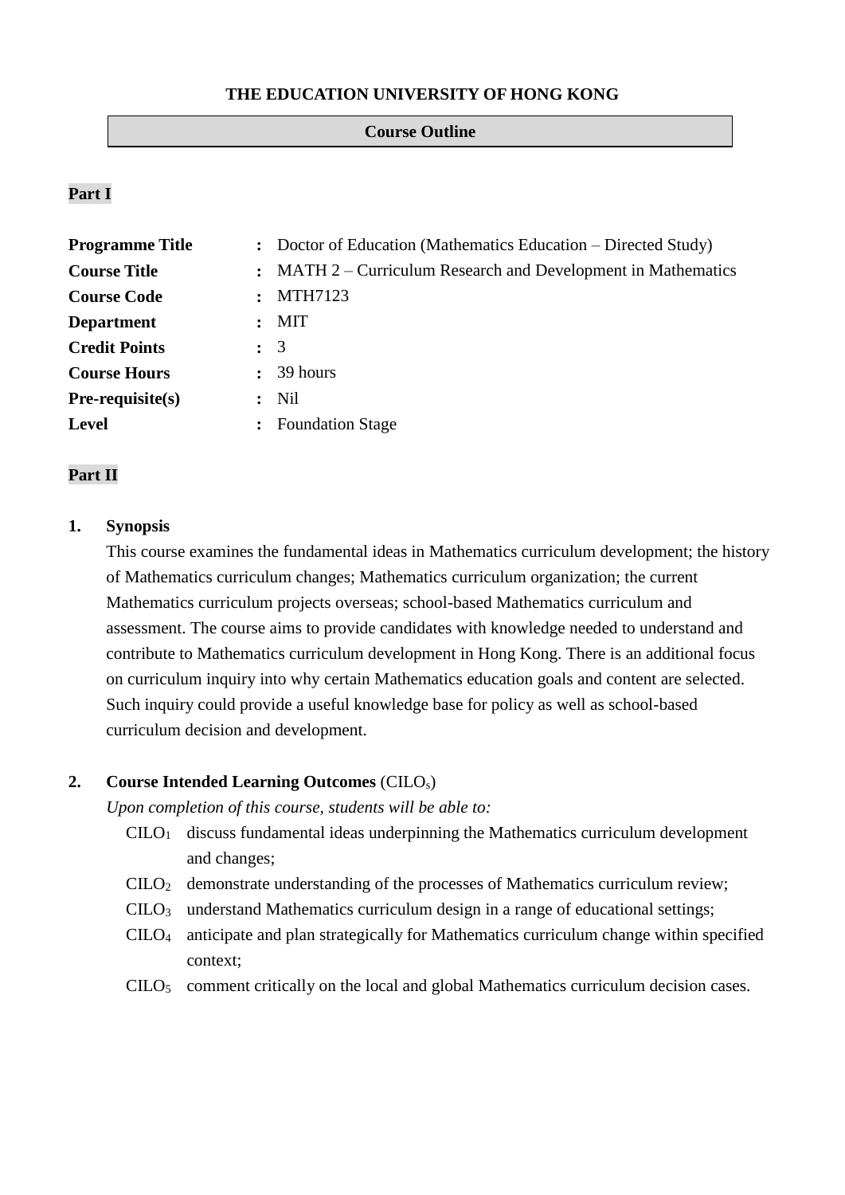# THE EDUCATION UNIVERSITY OF HONG KONG

## Course Outline

### Part I

| | | |
|---|---|---|
| **Programme Title** | **:** | Doctor of Education (Mathematics Education – Directed Study) |
| **Course Title** | **:** | MATH 2 – Curriculum Research and Development in Mathematics |
| **Course Code** | **:** | MTH7123 |
| **Department** | **:** | MIT |
| **Credit Points** | **:** | 3 |
| **Course Hours** | **:** | 39 hours |
| **Pre-requisite(s)** | **:** | Nil |
| **Level** | **:** | Foundation Stage |

### Part II

**1. Synopsis**

This course examines the fundamental ideas in Mathematics curriculum development; the history of Mathematics curriculum changes; Mathematics curriculum organization; the current Mathematics curriculum projects overseas; school-based Mathematics curriculum and assessment. The course aims to provide candidates with knowledge needed to understand and contribute to Mathematics curriculum development in Hong Kong. There is an additional focus on curriculum inquiry into why certain Mathematics education goals and content are selected. Such inquiry could provide a useful knowledge base for policy as well as school-based curriculum decision and development.

**2. Course Intended Learning Outcomes** ($CILO_s$)

*Upon completion of this course, students will be able to:*

- $CILO_1$ discuss fundamental ideas underpinning the Mathematics curriculum development and changes;
- $CILO_2$ demonstrate understanding of the processes of Mathematics curriculum review;
- $CILO_3$ understand Mathematics curriculum design in a range of educational settings;
- $CILO_4$ anticipate and plan strategically for Mathematics curriculum change within specified context;
- $CILO_5$ comment critically on the local and global Mathematics curriculum decision cases.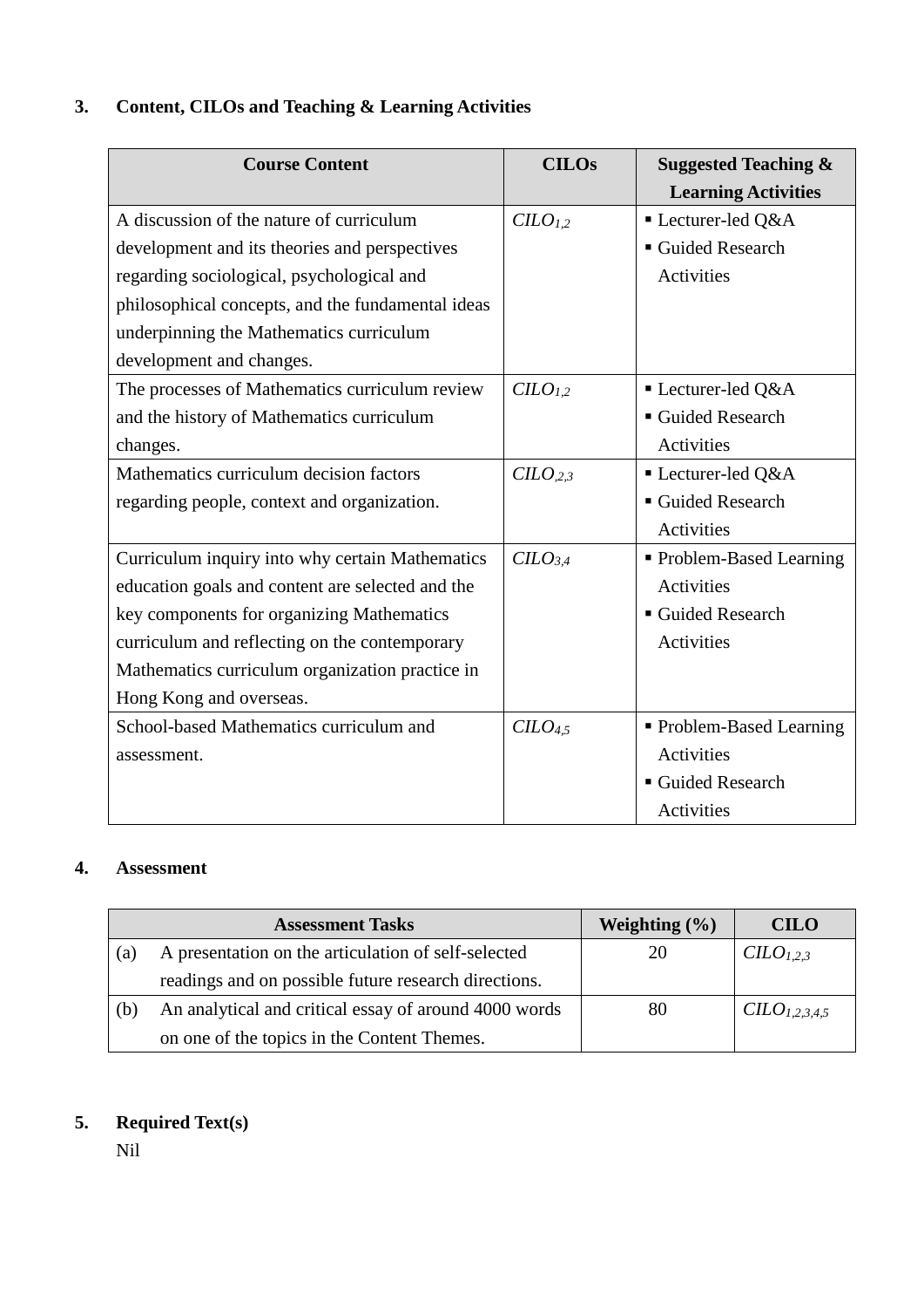## 3. Content, CILOs and Teaching & Learning Activities

| Course Content | CILOs | Suggested Teaching & Learning Activities |
|---|---|---|
| A discussion of the nature of curriculum development and its theories and perspectives regarding sociological, psychological and philosophical concepts, and the fundamental ideas underpinning the Mathematics curriculum development and changes. | $CILO_{1,2}$ | ▪ Lecturer-led Q&A<br>▪ Guided Research Activities |
| The processes of Mathematics curriculum review and the history of Mathematics curriculum changes. | $CILO_{1,2}$ | ▪ Lecturer-led Q&A<br>▪ Guided Research Activities |
| Mathematics curriculum decision factors regarding people, context and organization. | $CILO_{,2,3}$ | ▪ Lecturer-led Q&A<br>▪ Guided Research Activities |
| Curriculum inquiry into why certain Mathematics education goals and content are selected and the key components for organizing Mathematics curriculum and reflecting on the contemporary Mathematics curriculum organization practice in Hong Kong and overseas. | $CILO_{3,4}$ | ▪ Problem-Based Learning Activities<br>▪ Guided Research Activities |
| School-based Mathematics curriculum and assessment. | $CILO_{4,5}$ | ▪ Problem-Based Learning Activities<br>▪ Guided Research Activities |

## 4. Assessment

| Assessment Tasks | Weighting (%) | CILO |
|---|---|---|
| (a) A presentation on the articulation of self-selected readings and on possible future research directions. | 20 | $CILO_{1,2,3}$ |
| (b) An analytical and critical essay of around 4000 words on one of the topics in the Content Themes. | 80 | $CILO_{1,2,3,4,5}$ |

## 5. Required Text(s)

Nil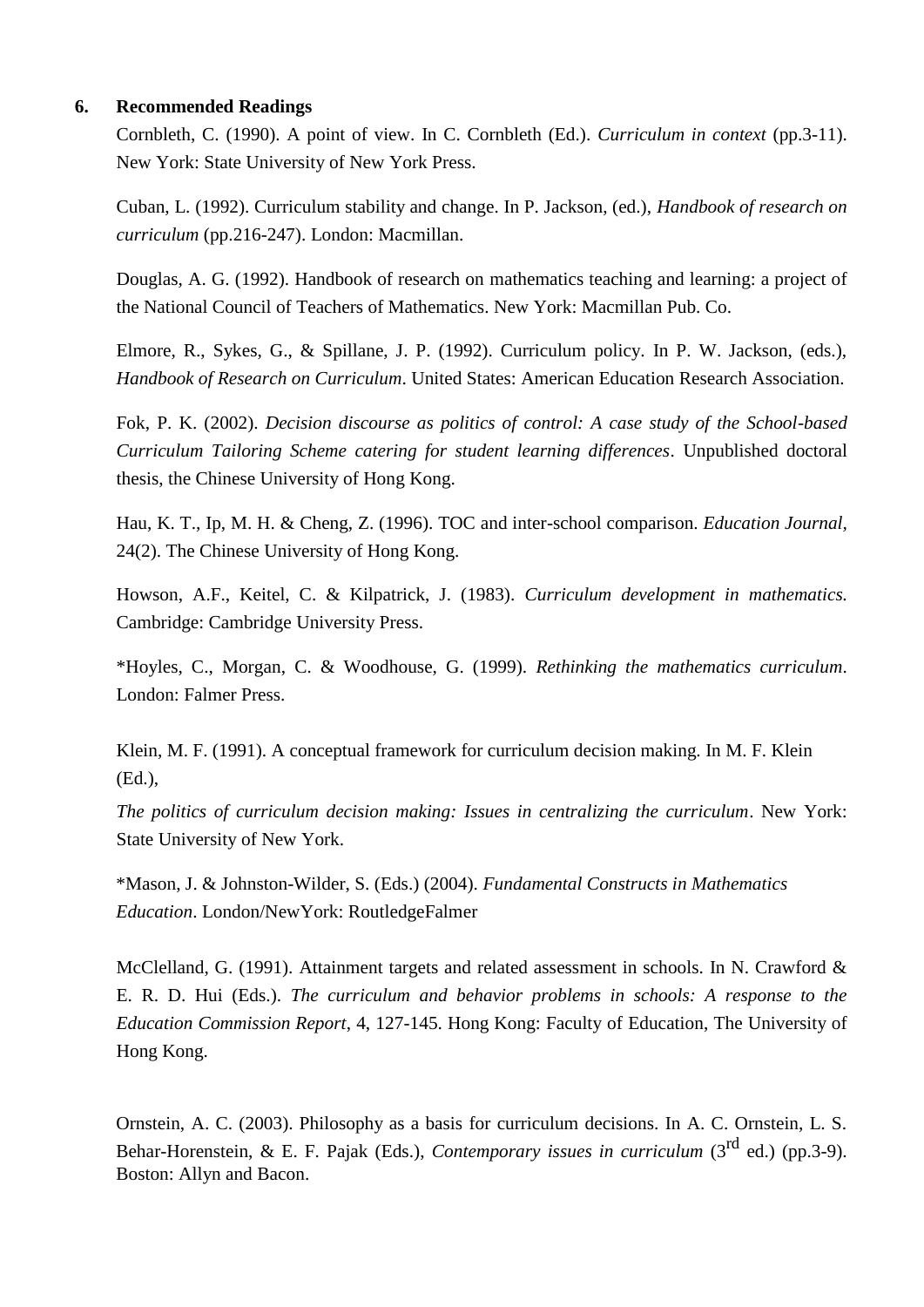## 6. Recommended Readings

Cornbleth, C. (1990). A point of view. In C. Cornbleth (Ed.). *Curriculum in context* (pp.3-11). New York: State University of New York Press.

Cuban, L. (1992). Curriculum stability and change. In P. Jackson, (ed.), *Handbook of research on curriculum* (pp.216-247). London: Macmillan.

Douglas, A. G. (1992). Handbook of research on mathematics teaching and learning: a project of the National Council of Teachers of Mathematics. New York: Macmillan Pub. Co.

Elmore, R., Sykes, G., & Spillane, J. P. (1992). Curriculum policy. In P. W. Jackson, (eds.), *Handbook of Research on Curriculum*. United States: American Education Research Association.

Fok, P. K. (2002). *Decision discourse as politics of control: A case study of the School-based Curriculum Tailoring Scheme catering for student learning differences*. Unpublished doctoral thesis, the Chinese University of Hong Kong.

Hau, K. T., Ip, M. H. & Cheng, Z. (1996). TOC and inter-school comparison. *Education Journal*, 24(2). The Chinese University of Hong Kong.

Howson, A.F., Keitel, C. & Kilpatrick, J. (1983). *Curriculum development in mathematics.* Cambridge: Cambridge University Press.

*Hoyles, C., Morgan, C. & Woodhouse, G. (1999). *Rethinking the mathematics curriculum*. London: Falmer Press.

Klein, M. F. (1991). A conceptual framework for curriculum decision making. In M. F. Klein (Ed.),

*The politics of curriculum decision making: Issues in centralizing the curriculum*. New York: State University of New York.

*Mason, J. & Johnston-Wilder, S. (Eds.) (2004). *Fundamental Constructs in Mathematics Education*. London/NewYork: RoutledgeFalmer

McClelland, G. (1991). Attainment targets and related assessment in schools. In N. Crawford & E. R. D. Hui (Eds.). *The curriculum and behavior problems in schools: A response to the Education Commission Report*, 4, 127-145. Hong Kong: Faculty of Education, The University of Hong Kong.

Ornstein, A. C. (2003). Philosophy as a basis for curriculum decisions. In A. C. Ornstein, L. S. Behar-Horenstein, & E. F. Pajak (Eds.), *Contemporary issues in curriculum* (3rd ed.) (pp.3-9). Boston: Allyn and Bacon.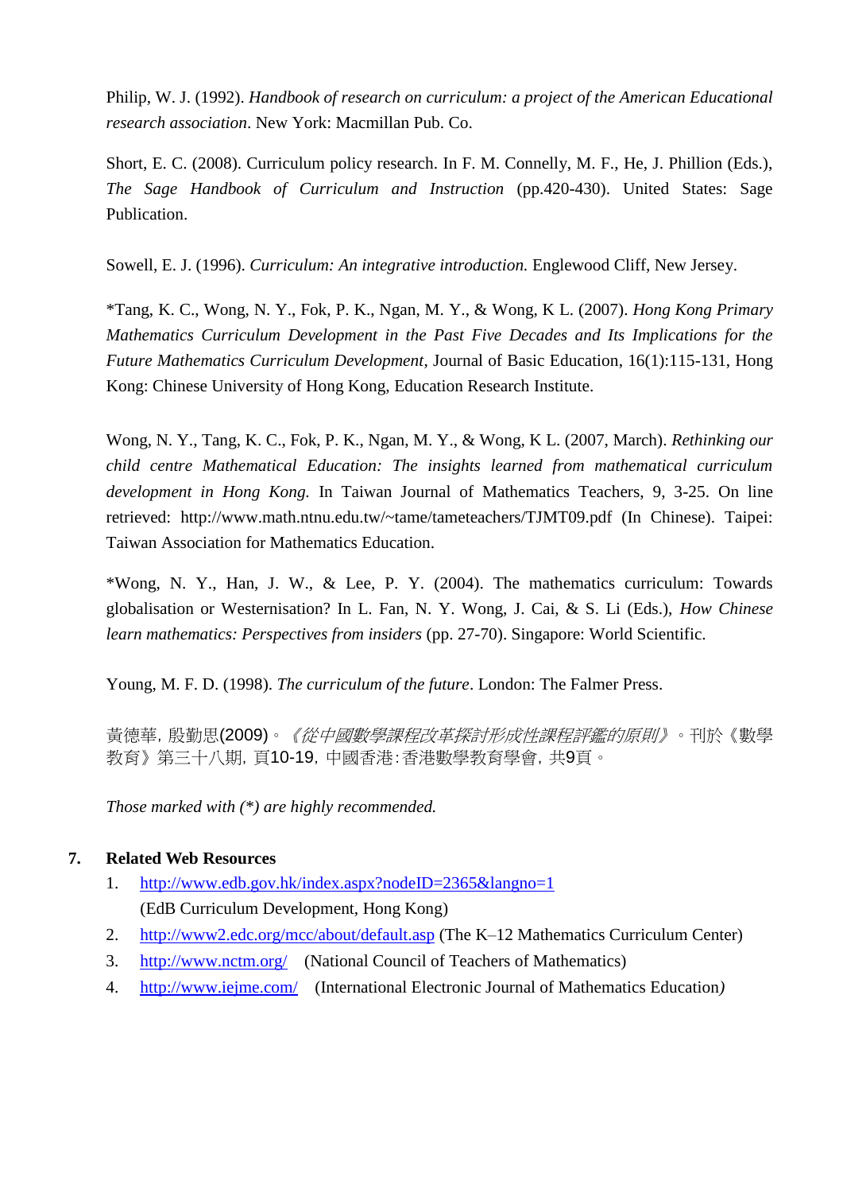Philip, W. J. (1992). *Handbook of research on curriculum: a project of the American Educational research association*. New York: Macmillan Pub. Co.

Short, E. C. (2008). Curriculum policy research. In F. M. Connelly, M. F., He, J. Phillion (Eds.), *The Sage Handbook of Curriculum and Instruction* (pp.420-430). United States: Sage Publication.

Sowell, E. J. (1996). *Curriculum: An integrative introduction.* Englewood Cliff, New Jersey.

*Tang, K. C., Wong, N. Y., Fok, P. K., Ngan, M. Y., & Wong, K L. (2007). *Hong Kong Primary Mathematics Curriculum Development in the Past Five Decades and Its Implications for the Future Mathematics Curriculum Development*, Journal of Basic Education, 16(1):115-131, Hong Kong: Chinese University of Hong Kong, Education Research Institute.

Wong, N. Y., Tang, K. C., Fok, P. K., Ngan, M. Y., & Wong, K L. (2007, March). *Rethinking our child centre Mathematical Education: The insights learned from mathematical curriculum development in Hong Kong.* In Taiwan Journal of Mathematics Teachers, 9, 3-25. On line retrieved: http://www.math.ntnu.edu.tw/~tame/tameteachers/TJMT09.pdf (In Chinese). Taipei: Taiwan Association for Mathematics Education.

*Wong, N. Y., Han, J. W., & Lee, P. Y. (2004). The mathematics curriculum: Towards globalisation or Westernisation? In L. Fan, N. Y. Wong, J. Cai, & S. Li (Eds.), *How Chinese learn mathematics: Perspectives from insiders* (pp. 27-70). Singapore: World Scientific.

Young, M. F. D. (1998). *The curriculum of the future*. London: The Falmer Press.

黃德華，殷勤思(2009)。*《從中國數學課程改革探討形成性課程評鑑的原則》*。刊於《數學教育》第三十八期，頁10-19，中國香港：香港數學教育學會，共9頁。

*Those marked with (*) are highly recommended.*

## 7. Related Web Resources

1. http://www.edb.gov.hk/index.aspx?nodeID=2365&langno=1
   (EdB Curriculum Development, Hong Kong)
2. http://www2.edc.org/mcc/about/default.asp (The K–12 Mathematics Curriculum Center)
3. http://www.nctm.org/ (National Council of Teachers of Mathematics)
4. http://www.iejme.com/ (International Electronic Journal of Mathematics Education)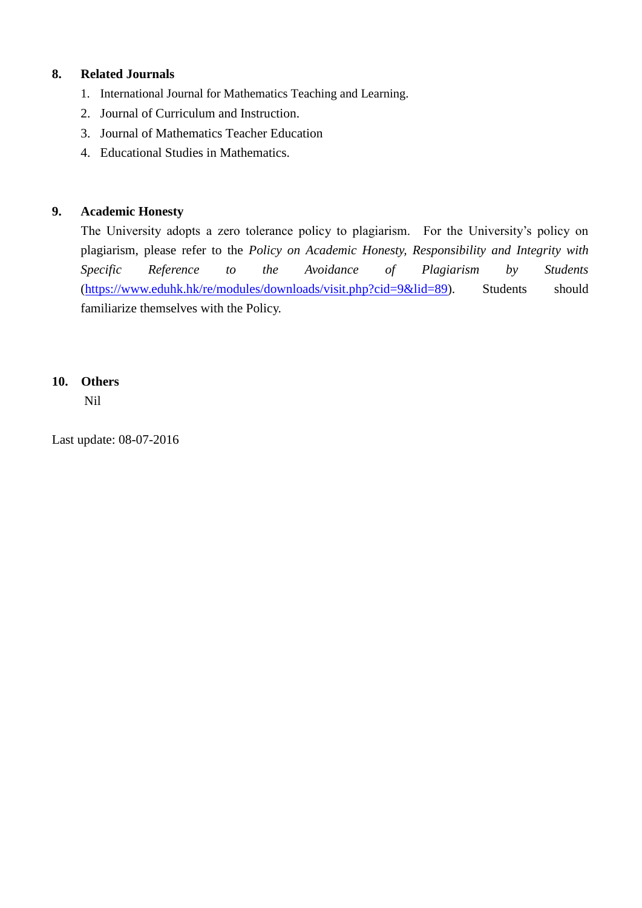## 8. Related Journals

1. International Journal for Mathematics Teaching and Learning.
2. Journal of Curriculum and Instruction.
3. Journal of Mathematics Teacher Education
4. Educational Studies in Mathematics.

## 9. Academic Honesty

The University adopts a zero tolerance policy to plagiarism. For the University's policy on plagiarism, please refer to the *Policy on Academic Honesty, Responsibility and Integrity with Specific Reference to the Avoidance of Plagiarism by Students* (https://www.eduhk.hk/re/modules/downloads/visit.php?cid=9&lid=89). Students should familiarize themselves with the Policy.

## 10. Others

Nil

Last update: 08-07-2016